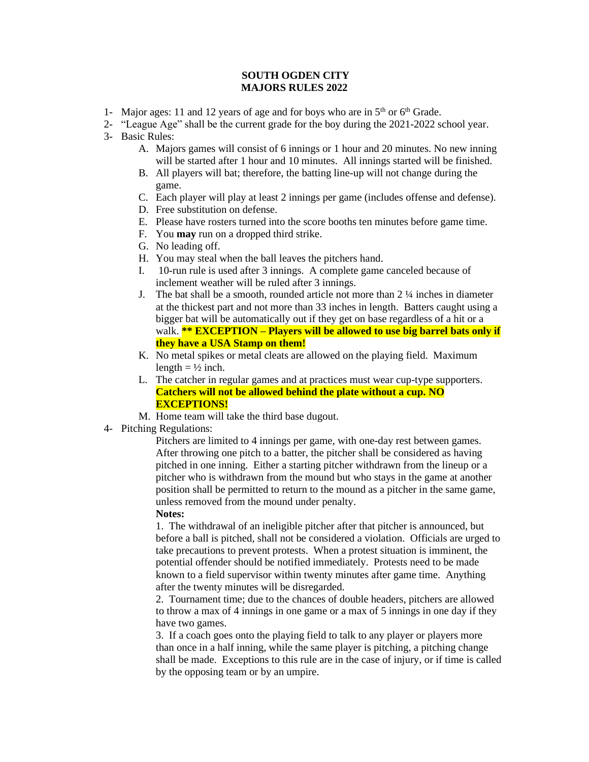# SOUTH OGDEN CITY
# MAJORS RULES 2022

1- Major ages: 11 and 12 years of age and for boys who are in 5th or 6th Grade.

2- "League Age" shall be the current grade for the boy during the 2021-2022 school year.

3- Basic Rules:

   A. Majors games will consist of 6 innings or 1 hour and 20 minutes. No new inning will be started after 1 hour and 10 minutes. All innings started will be finished.
   B. All players will bat; therefore, the batting line-up will not change during the game.
   C. Each player will play at least 2 innings per game (includes offense and defense).
   D. Free substitution on defense.
   E. Please have rosters turned into the score booths ten minutes before game time.
   F. You **may** run on a dropped third strike.
   G. No leading off.
   H. You may steal when the ball leaves the pitchers hand.
   I. 10-run rule is used after 3 innings. A complete game canceled because of inclement weather will be ruled after 3 innings.
   J. The bat shall be a smooth, rounded article not more than 2 ¼ inches in diameter at the thickest part and not more than 33 inches in length. Batters caught using a bigger bat will be automatically out if they get on base regardless of a hit or a walk. **** EXCEPTION – Players will be allowed to use big barrel bats only if they have a USA Stamp on them!**
   K. No metal spikes or metal cleats are allowed on the playing field. Maximum length = ½ inch.
   L. The catcher in regular games and at practices must wear cup-type supporters. **Catchers will not be allowed behind the plate without a cup. NO EXCEPTIONS!**
   M. Home team will take the third base dugout.

4- Pitching Regulations:

   Pitchers are limited to 4 innings per game, with one-day rest between games. After throwing one pitch to a batter, the pitcher shall be considered as having pitched in one inning. Either a starting pitcher withdrawn from the lineup or a pitcher who is withdrawn from the mound but who stays in the game at another position shall be permitted to return to the mound as a pitcher in the same game, unless removed from the mound under penalty.

   **Notes:**

   1. The withdrawal of an ineligible pitcher after that pitcher is announced, but before a ball is pitched, shall not be considered a violation. Officials are urged to take precautions to prevent protests. When a protest situation is imminent, the potential offender should be notified immediately. Protests need to be made known to a field supervisor within twenty minutes after game time. Anything after the twenty minutes will be disregarded.

   2. Tournament time; due to the chances of double headers, pitchers are allowed to throw a max of 4 innings in one game or a max of 5 innings in one day if they have two games.

   3. If a coach goes onto the playing field to talk to any player or players more than once in a half inning, while the same player is pitching, a pitching change shall be made. Exceptions to this rule are in the case of injury, or if time is called by the opposing team or by an umpire.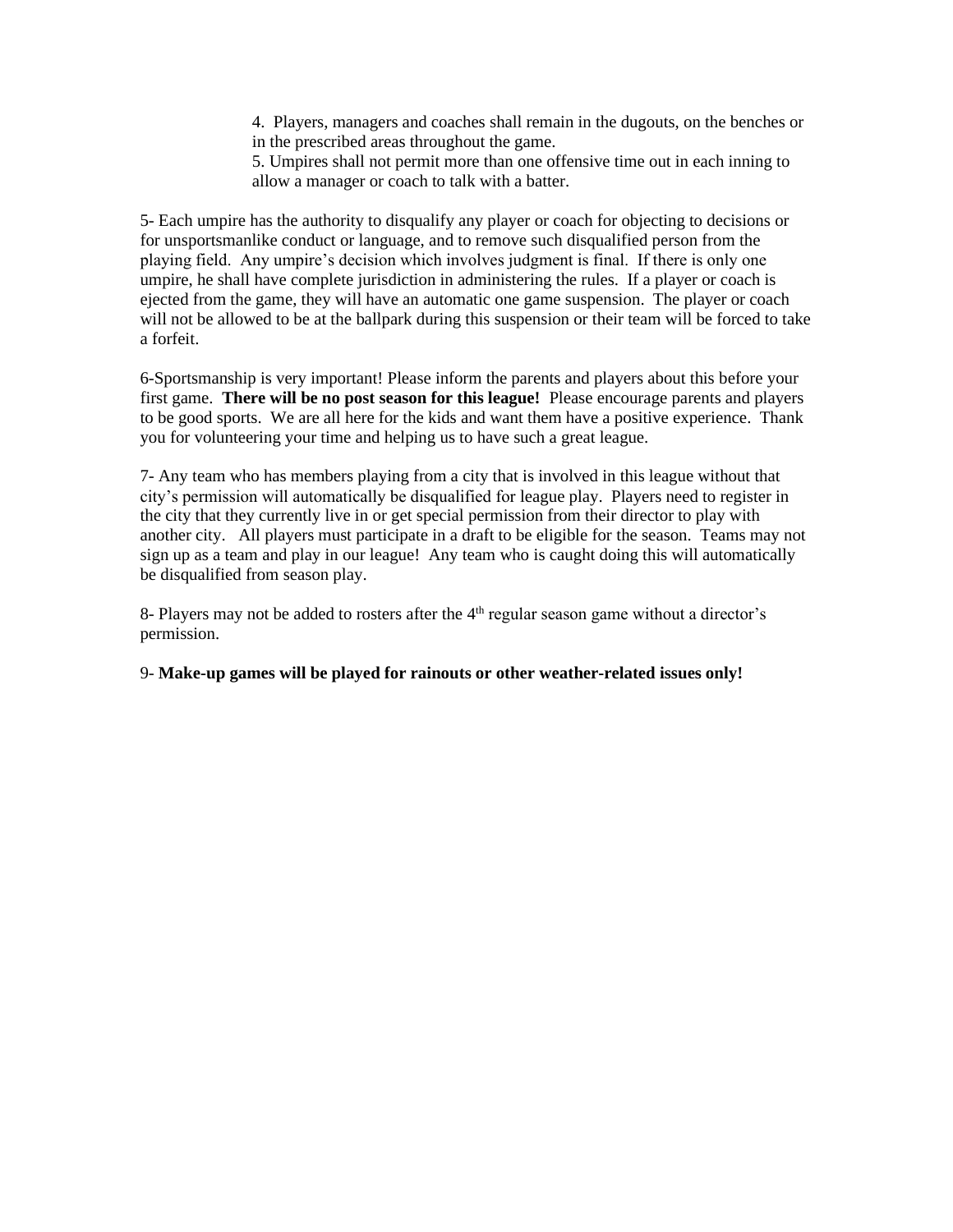4. Players, managers and coaches shall remain in the dugouts, on the benches or in the prescribed areas throughout the game.
5. Umpires shall not permit more than one offensive time out in each inning to allow a manager or coach to talk with a batter.

5- Each umpire has the authority to disqualify any player or coach for objecting to decisions or for unsportsmanlike conduct or language, and to remove such disqualified person from the playing field. Any umpire's decision which involves judgment is final. If there is only one umpire, he shall have complete jurisdiction in administering the rules. If a player or coach is ejected from the game, they will have an automatic one game suspension. The player or coach will not be allowed to be at the ballpark during this suspension or their team will be forced to take a forfeit.

6-Sportsmanship is very important! Please inform the parents and players about this before your first game. **There will be no post season for this league!** Please encourage parents and players to be good sports. We are all here for the kids and want them have a positive experience. Thank you for volunteering your time and helping us to have such a great league.

7- Any team who has members playing from a city that is involved in this league without that city's permission will automatically be disqualified for league play. Players need to register in the city that they currently live in or get special permission from their director to play with another city. All players must participate in a draft to be eligible for the season. Teams may not sign up as a team and play in our league! Any team who is caught doing this will automatically be disqualified from season play.

8- Players may not be added to rosters after the 4th regular season game without a director's permission.

9- **Make-up games will be played for rainouts or other weather-related issues only!**